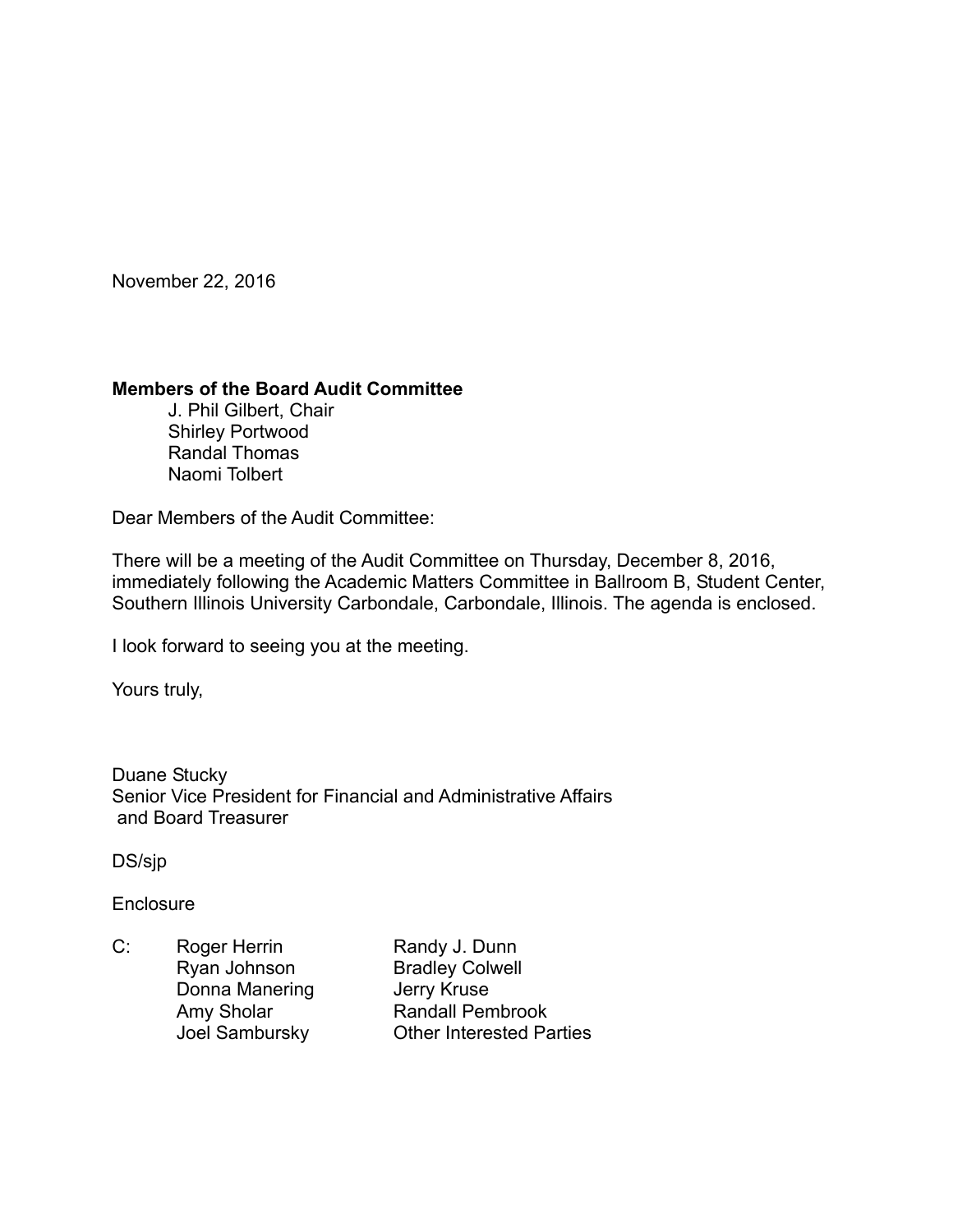November 22, 2016

**Members of the Board Audit Committee**
J. Phil Gilbert, Chair
Shirley Portwood
Randal Thomas
Naomi Tolbert

Dear Members of the Audit Committee:

There will be a meeting of the Audit Committee on Thursday, December 8, 2016, immediately following the Academic Matters Committee in Ballroom B, Student Center, Southern Illinois University Carbondale, Carbondale, Illinois. The agenda is enclosed.

I look forward to seeing you at the meeting.

Yours truly,

Duane Stucky
Senior Vice President for Financial and Administrative Affairs
and Board Treasurer

DS/sjp

Enclosure

C: Roger Herrin
Ryan Johnson
Donna Manering
Amy Sholar
Joel Sambursky
Randy J. Dunn
Bradley Colwell
Jerry Kruse
Randall Pembrook
Other Interested Parties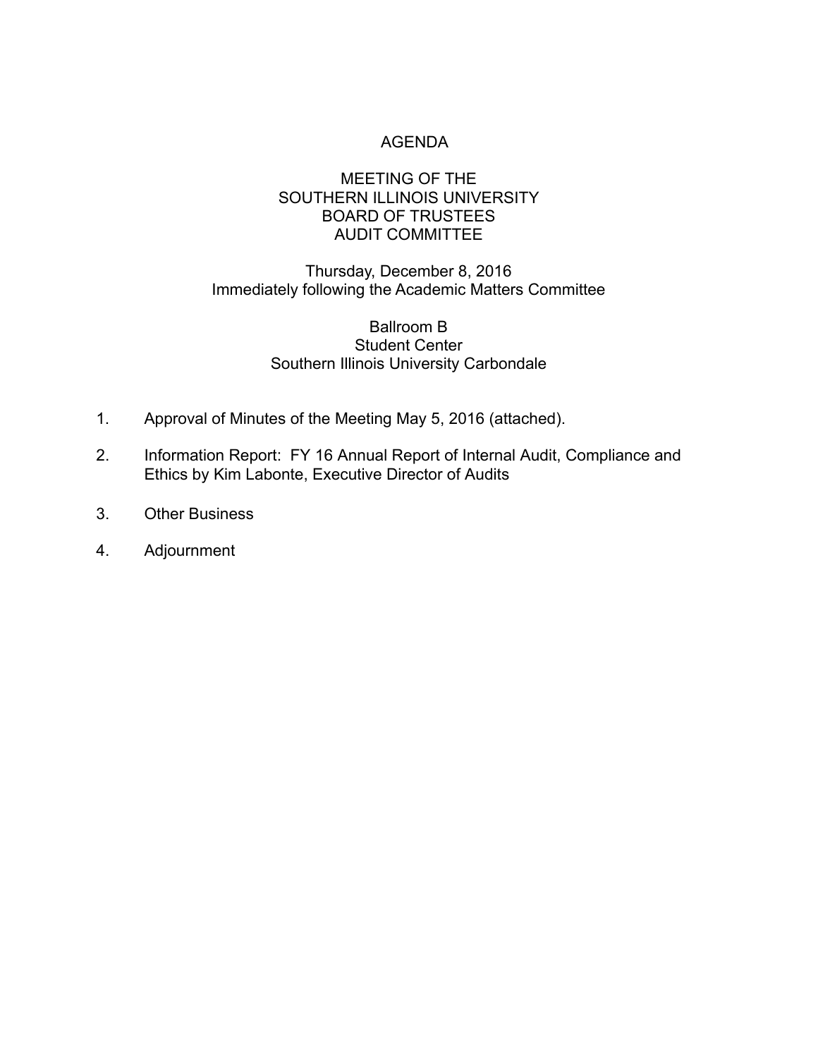# AGENDA

## MEETING OF THE SOUTHERN ILLINOIS UNIVERSITY BOARD OF TRUSTEES AUDIT COMMITTEE

Thursday, December 8, 2016
Immediately following the Academic Matters Committee

Ballroom B
Student Center
Southern Illinois University Carbondale

1. Approval of Minutes of the Meeting May 5, 2016 (attached).
2. Information Report: FY 16 Annual Report of Internal Audit, Compliance and Ethics by Kim Labonte, Executive Director of Audits
3. Other Business
4. Adjournment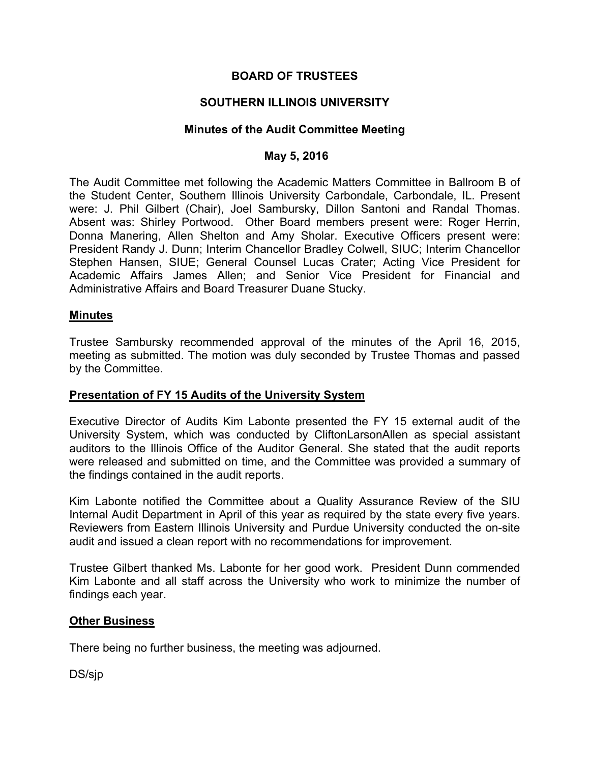**BOARD OF TRUSTEES**

**SOUTHERN ILLINOIS UNIVERSITY**

**Minutes of the Audit Committee Meeting**

**May 5, 2016**

The Audit Committee met following the Academic Matters Committee in Ballroom B of the Student Center, Southern Illinois University Carbondale, Carbondale, IL. Present were: J. Phil Gilbert (Chair), Joel Sambursky, Dillon Santoni and Randal Thomas. Absent was: Shirley Portwood. Other Board members present were: Roger Herrin, Donna Manering, Allen Shelton and Amy Sholar. Executive Officers present were: President Randy J. Dunn; Interim Chancellor Bradley Colwell, SIUC; Interim Chancellor Stephen Hansen, SIUE; General Counsel Lucas Crater; Acting Vice President for Academic Affairs James Allen; and Senior Vice President for Financial and Administrative Affairs and Board Treasurer Duane Stucky.

## Minutes

Trustee Sambursky recommended approval of the minutes of the April 16, 2015, meeting as submitted. The motion was duly seconded by Trustee Thomas and passed by the Committee.

## Presentation of FY 15 Audits of the University System

Executive Director of Audits Kim Labonte presented the FY 15 external audit of the University System, which was conducted by CliftonLarsonAllen as special assistant auditors to the Illinois Office of the Auditor General. She stated that the audit reports were released and submitted on time, and the Committee was provided a summary of the findings contained in the audit reports.

Kim Labonte notified the Committee about a Quality Assurance Review of the SIU Internal Audit Department in April of this year as required by the state every five years. Reviewers from Eastern Illinois University and Purdue University conducted the on-site audit and issued a clean report with no recommendations for improvement.

Trustee Gilbert thanked Ms. Labonte for her good work. President Dunn commended Kim Labonte and all staff across the University who work to minimize the number of findings each year.

## Other Business

There being no further business, the meeting was adjourned.

DS/sjp